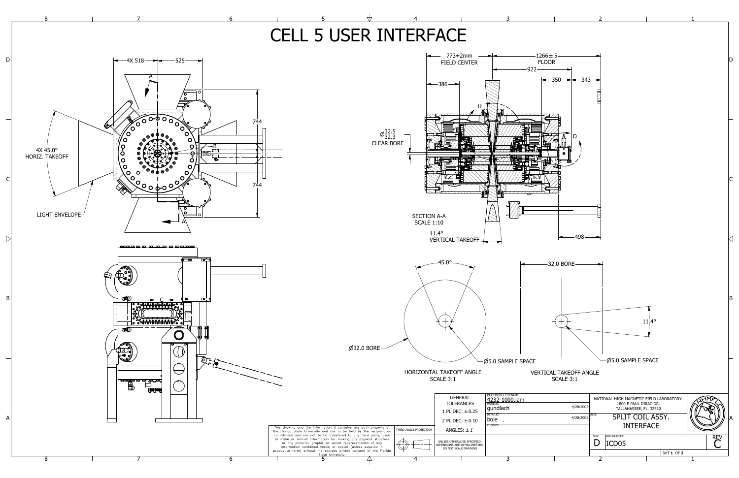# CELL 5 USER INTERFACE

4X 518 — 525

744

744

4X 45.0° HORIZ. TAKEOFF

LIGHT ENVELOPE

773±2mm FIELD CENTER

1266 ± 5 FLOOR

922

386

350

343

$\varnothing^{32.5}_{32.3}$ CLEAR BORE

SECTION A-A
SCALE 1:10

11.4° VERTICAL TAKEOFF

498

45.0°

Ø32.0 BORE

Ø5.0 SAMPLE SPACE

HORIZONTAL TAKEOFF ANGLE
SCALE 3:1

32.0 BORE

11.4°

Ø5.0 SAMPLE SPACE

VERTICAL TAKEOFF ANGLE
SCALE 3:1

This drawing and the information it contains are both property of the Florida State University and are to be held by the recipient as confidential and are not to be transferred to any third party, used to make or furnish information for making any physical structure or any pictorial, graphic or verbal representation of any information contained herein or copied (unless supplied in productive form) without the express written consent of the Florida State University.

THIRD ANGLE PROJECTION

| GENERAL TOLERANCES | PART MODEL FILENAME 4232-1000.iam | |
|---|---|---|
| 1 PL DEC: ± 0.25 | MODELED gundlach | 4/28/2005 |
| 2 PL DEC: ± 0.10 | DETAILED bole | 4/28/2005 |
| ANGLES: ± 1° | CHECKED | |

UNLESS OTHERWISE SPECIFIED, DIMENSIONS ARE IN MILLIMETERS. DO NOT SCALE DRAWING

NATIONAL HIGH MAGNETIC FIELD LABORATORY.
1800 E PAUL DIRAC DR.
TALLAHASSEE, FL. 32310

DESC. SPLIT COIL ASSY. INTERFACE

SIZE D DWG NUMBER ICD05 REV C

SHT 1 OF 2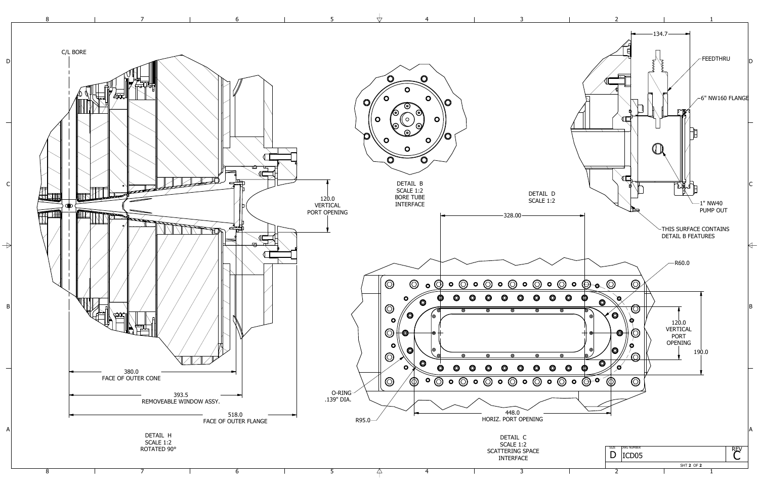C/L BORE

380.0
FACE OF OUTER CONE

393.5
REMOVEABLE WINDOW ASSY.

518.0
FACE OF OUTER FLANGE

120.0
VERTICAL
PORT OPENING

DETAIL H
SCALE 1:2
ROTATED 90°

DETAIL B
SCALE 1:2
BORE TUBE
INTERFACE

DETAIL D
SCALE 1:2

134.7

FEEDTHRU

6" NW160 FLANGE

1" NW40
PUMP OUT

THIS SURFACE CONTAINS
DETAIL B FEATURES

328.00

R60.0

120.0
VERTICAL
PORT
OPENING

190.0

O-RING
.139" DIA.

R95.0

448.0
HORIZ. PORT OPENING

DETAIL C
SCALE 1:2
SCATTERING SPACE
INTERFACE

| SIZE | DWG NUMBER | REV |
|---|---|---|
| D | ICD05 | C |

SHT 2 OF 2